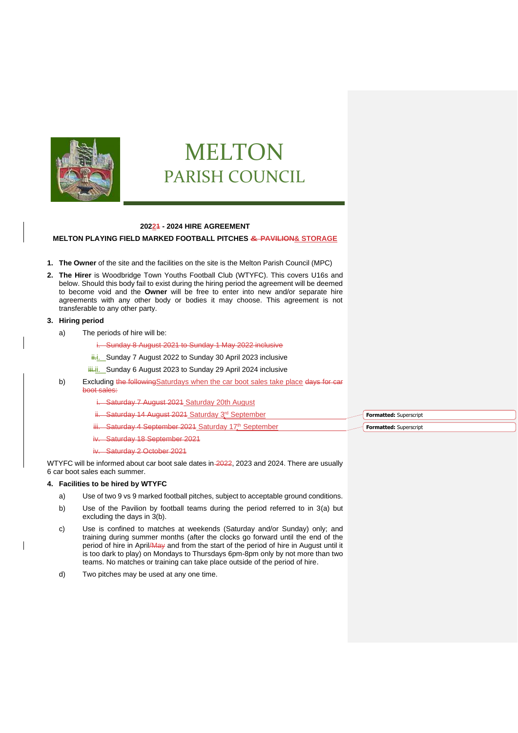# MELTON
## PARISH COUNCIL

**20221 - 2024 HIRE AGREEMENT**

**MELTON PLAYING FIELD MARKED FOOTBALL PITCHES & PAVILION& STORAGE**

1. **The Owner** of the site and the facilities on the site is the Melton Parish Council (MPC)
2. **The Hirer** is Woodbridge Town Youths Football Club (WTYFC). This covers U16s and below. Should this body fail to exist during the hiring period the agreement will be deemed to become void and the **Owner** will be free to enter into new and/or separate hire agreements with any other body or bodies it may choose. This agreement is not transferable to any other party.
3. **Hiring period**
   a) The periods of hire will be:
      i. Sunday 8 August 2021 to Sunday 1 May 2022 inclusive
      ii.i. Sunday 7 August 2022 to Sunday 30 April 2023 inclusive
      iii.ii. Sunday 6 August 2023 to Sunday 29 April 2024 inclusive

   b) Excluding the followingSaturdays when the car boot sales take place days for car boot sales:
      i. Saturday 7 August 2021 Saturday 20th August
      ii. Saturday 14 August 2021 Saturday 3rd September
      iii. Saturday 4 September 2021 Saturday 17th September
      iv. Saturday 18 September 2021
      iv. Saturday 2 October 2021

WTYFC will be informed about car boot sale dates in 2022, 2023 and 2024. There are usually 6 car boot sales each summer.

4. **Facilities to be hired by WTYFC**
   a) Use of two 9 vs 9 marked football pitches, subject to acceptable ground conditions.
   b) Use of the Pavilion by football teams during the period referred to in 3(a) but excluding the days in 3(b).
   c) Use is confined to matches at weekends (Saturday and/or Sunday) only; and training during summer months (after the clocks go forward until the end of the period of hire in April/May and from the start of the period of hire in August until it is too dark to play) on Mondays to Thursdays 6pm-8pm only by not more than two teams. No matches or training can take place outside of the period of hire.
   d) Two pitches may be used at any one time.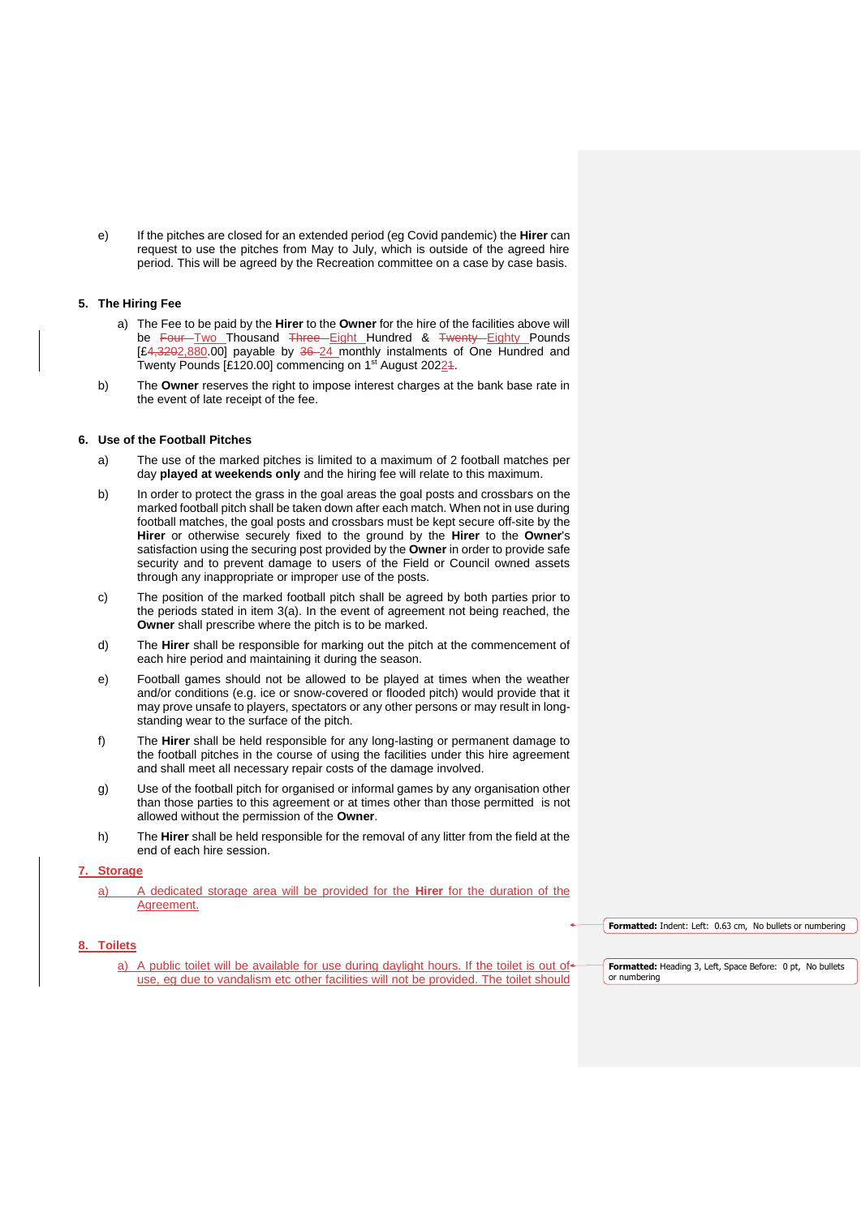e) If the pitches are closed for an extended period (eg Covid pandemic) the **Hirer** can request to use the pitches from May to July, which is outside of the agreed hire period. This will be agreed by the Recreation committee on a case by case basis.

### 5. The Hiring Fee

a) The Fee to be paid by the **Hirer** to the **Owner** for the hire of the facilities above will be ~~Four~~ Two Thousand ~~Three~~ Eight Hundred & ~~Twenty~~ Eighty Pounds [£~~4,320~~2,880.00] payable by ~~36~~ 24 monthly instalments of One Hundred and Twenty Pounds [£120.00] commencing on 1st August 202~~1~~2.

b) The **Owner** reserves the right to impose interest charges at the bank base rate in the event of late receipt of the fee.

### 6. Use of the Football Pitches

a) The use of the marked pitches is limited to a maximum of 2 football matches per day **played at weekends only** and the hiring fee will relate to this maximum.

b) In order to protect the grass in the goal areas the goal posts and crossbars on the marked football pitch shall be taken down after each match. When not in use during football matches, the goal posts and crossbars must be kept secure off-site by the **Hirer** or otherwise securely fixed to the ground by the **Hirer** to the **Owner**'s satisfaction using the securing post provided by the **Owner** in order to provide safe security and to prevent damage to users of the Field or Council owned assets through any inappropriate or improper use of the posts.

c) The position of the marked football pitch shall be agreed by both parties prior to the periods stated in item 3(a). In the event of agreement not being reached, the **Owner** shall prescribe where the pitch is to be marked.

d) The **Hirer** shall be responsible for marking out the pitch at the commencement of each hire period and maintaining it during the season.

e) Football games should not be allowed to be played at times when the weather and/or conditions (e.g. ice or snow-covered or flooded pitch) would provide that it may prove unsafe to players, spectators or any other persons or may result in long-standing wear to the surface of the pitch.

f) The **Hirer** shall be held responsible for any long-lasting or permanent damage to the football pitches in the course of using the facilities under this hire agreement and shall meet all necessary repair costs of the damage involved.

g) Use of the football pitch for organised or informal games by any organisation other than those parties to this agreement or at times other than those permitted is not allowed without the permission of the **Owner**.

h) The **Hirer** shall be held responsible for the removal of any litter from the field at the end of each hire session.

### 7. Storage

a) A dedicated storage area will be provided for the **Hirer** for the duration of the Agreement.

### 8. Toilets

a) A public toilet will be available for use during daylight hours. If the toilet is out of use, eg due to vandalism etc other facilities will not be provided. The toilet should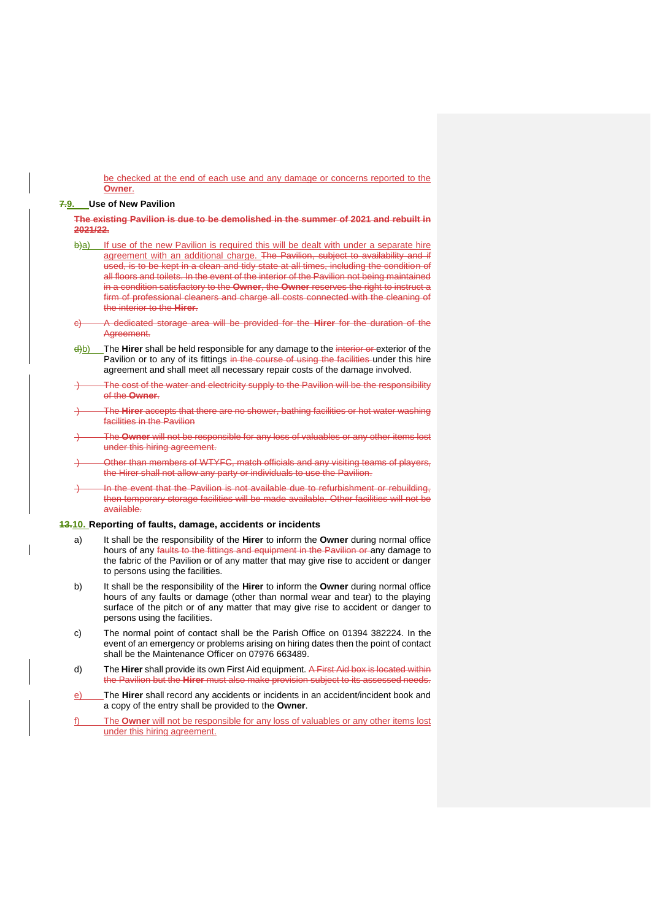be checked at the end of each use and any damage or concerns reported to the **Owner**.

## ~~7.~~9. Use of New Pavilion

~~**The existing Pavilion is due to be demolished in the summer of 2021 and rebuilt in 2021/22.**~~

~~b)~~a) If use of the new Pavilion is required this will be dealt with under a separate hire agreement with an additional charge. ~~The Pavilion, subject to availability and if used, is to be kept in a clean and tidy state at all times, including the condition of all floors and toilets. In the event of the interior of the Pavilion not being maintained in a condition satisfactory to the **Owner**, the **Owner** reserves the right to instruct a firm of professional cleaners and charge all costs connected with the cleaning of the interior to the **Hirer**.~~

~~c) A dedicated storage area will be provided for the **Hirer** for the duration of the Agreement.~~

~~d)~~b) The **Hirer** shall be held responsible for any damage to the ~~interior or~~ exterior of the Pavilion or to any of its fittings ~~in the course of using the facilities~~ under this hire agreement and shall meet all necessary repair costs of the damage involved.

~~) The cost of the water and electricity supply to the Pavilion will be the responsibility of the **Owner**.~~

~~) The **Hirer** accepts that there are no shower, bathing facilities or hot water washing facilities in the Pavilion~~

~~) The **Owner** will not be responsible for any loss of valuables or any other items lost under this hiring agreement.~~

~~) Other than members of WTYFC, match officials and any visiting teams of players, the Hirer shall not allow any party or individuals to use the Pavilion.~~

~~) In the event that the Pavilion is not available due to refurbishment or rebuilding, then temporary storage facilities will be made available. Other facilities will not be available.~~

## ~~13.~~10. Reporting of faults, damage, accidents or incidents

a) It shall be the responsibility of the **Hirer** to inform the **Owner** during normal office hours of any ~~faults to the fittings and equipment in the Pavilion or~~ any damage to the fabric of the Pavilion or of any matter that may give rise to accident or danger to persons using the facilities.

b) It shall be the responsibility of the **Hirer** to inform the **Owner** during normal office hours of any faults or damage (other than normal wear and tear) to the playing surface of the pitch or of any matter that may give rise to accident or danger to persons using the facilities.

c) The normal point of contact shall be the Parish Office on 01394 382224. In the event of an emergency or problems arising on hiring dates then the point of contact shall be the Maintenance Officer on 07976 663489.

d) The **Hirer** shall provide its own First Aid equipment. ~~A First Aid box is located within the Pavilion but the **Hirer** must also make provision subject to its assessed needs.~~

e) The **Hirer** shall record any accidents or incidents in an accident/incident book and a copy of the entry shall be provided to the **Owner**.

f) The **Owner** will not be responsible for any loss of valuables or any other items lost under this hiring agreement.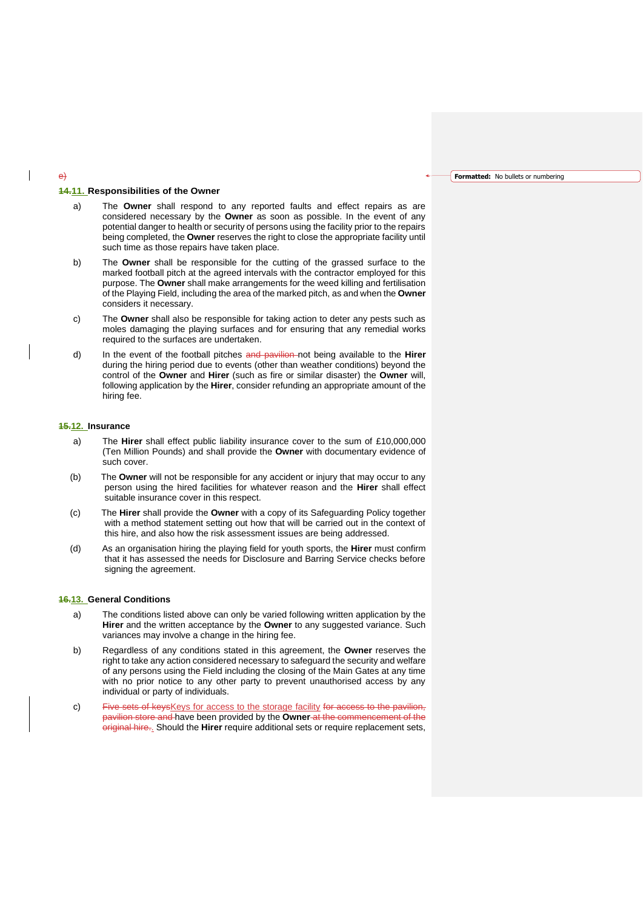~~e)~~

**~~14.~~11. Responsibilities of the Owner**

a) The **Owner** shall respond to any reported faults and effect repairs as are considered necessary by the **Owner** as soon as possible. In the event of any potential danger to health or security of persons using the facility prior to the repairs being completed, the **Owner** reserves the right to close the appropriate facility until such time as those repairs have taken place.

b) The **Owner** shall be responsible for the cutting of the grassed surface to the marked football pitch at the agreed intervals with the contractor employed for this purpose. The **Owner** shall make arrangements for the weed killing and fertilisation of the Playing Field, including the area of the marked pitch, as and when the **Owner** considers it necessary.

c) The **Owner** shall also be responsible for taking action to deter any pests such as moles damaging the playing surfaces and for ensuring that any remedial works required to the surfaces are undertaken.

d) In the event of the football pitches ~~and pavilion~~ not being available to the **Hirer** during the hiring period due to events (other than weather conditions) beyond the control of the **Owner** and **Hirer** (such as fire or similar disaster) the **Owner** will, following application by the **Hirer**, consider refunding an appropriate amount of the hiring fee.

**~~15.~~12. Insurance**

a) The **Hirer** shall effect public liability insurance cover to the sum of £10,000,000 (Ten Million Pounds) and shall provide the **Owner** with documentary evidence of such cover.

(b) The **Owner** will not be responsible for any accident or injury that may occur to any person using the hired facilities for whatever reason and the **Hirer** shall effect suitable insurance cover in this respect.

(c) The **Hirer** shall provide the **Owner** with a copy of its Safeguarding Policy together with a method statement setting out how that will be carried out in the context of this hire, and also how the risk assessment issues are being addressed.

(d) As an organisation hiring the playing field for youth sports, the **Hirer** must confirm that it has assessed the needs for Disclosure and Barring Service checks before signing the agreement.

**~~16.~~13. General Conditions**

a) The conditions listed above can only be varied following written application by the **Hirer** and the written acceptance by the **Owner** to any suggested variance. Such variances may involve a change in the hiring fee.

b) Regardless of any conditions stated in this agreement, the **Owner** reserves the right to take any action considered necessary to safeguard the security and welfare of any persons using the Field including the closing of the Main Gates at any time with no prior notice to any other party to prevent unauthorised access by any individual or party of individuals.

c) ~~Five sets of keys~~Keys for access to the storage facility ~~for access to the pavilion, pavilion store and~~ have been provided by the **Owner** ~~at the commencement of the original hire.~~. Should the **Hirer** require additional sets or require replacement sets,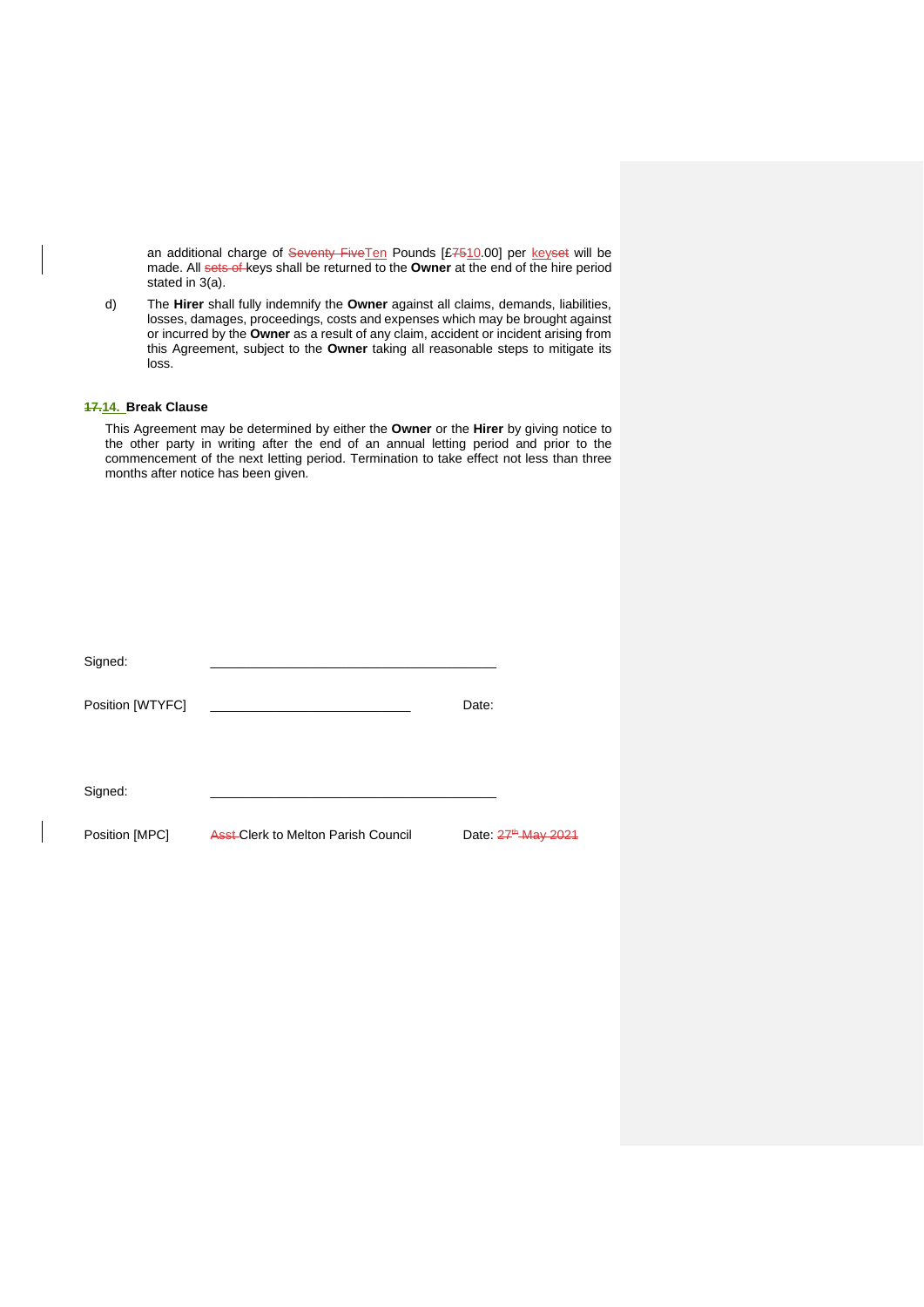an additional charge of Seventy FiveTen Pounds [£7510.00] per keyset will be made. All sets of keys shall be returned to the **Owner** at the end of the hire period stated in 3(a).

d) The **Hirer** shall fully indemnify the **Owner** against all claims, demands, liabilities, losses, damages, proceedings, costs and expenses which may be brought against or incurred by the **Owner** as a result of any claim, accident or incident arising from this Agreement, subject to the **Owner** taking all reasonable steps to mitigate its loss.

**17.14. Break Clause**

This Agreement may be determined by either the **Owner** or the **Hirer** by giving notice to the other party in writing after the end of an annual letting period and prior to the commencement of the next letting period. Termination to take effect not less than three months after notice has been given.

Signed: \_\_\_\_\_\_\_\_\_\_\_\_\_\_\_\_\_\_\_\_\_\_\_\_\_\_\_\_\_\_\_\_\_\_\_\_\_\_

Position [WTYFC] \_\_\_\_\_\_\_\_\_\_\_\_\_\_\_\_\_\_\_\_\_\_\_\_\_\_\_\_\_\_ Date:

Signed: \_\_\_\_\_\_\_\_\_\_\_\_\_\_\_\_\_\_\_\_\_\_\_\_\_\_\_\_\_\_\_\_\_\_\_\_\_\_

Position [MPC] Asst Clerk to Melton Parish Council Date: 27th May 2021